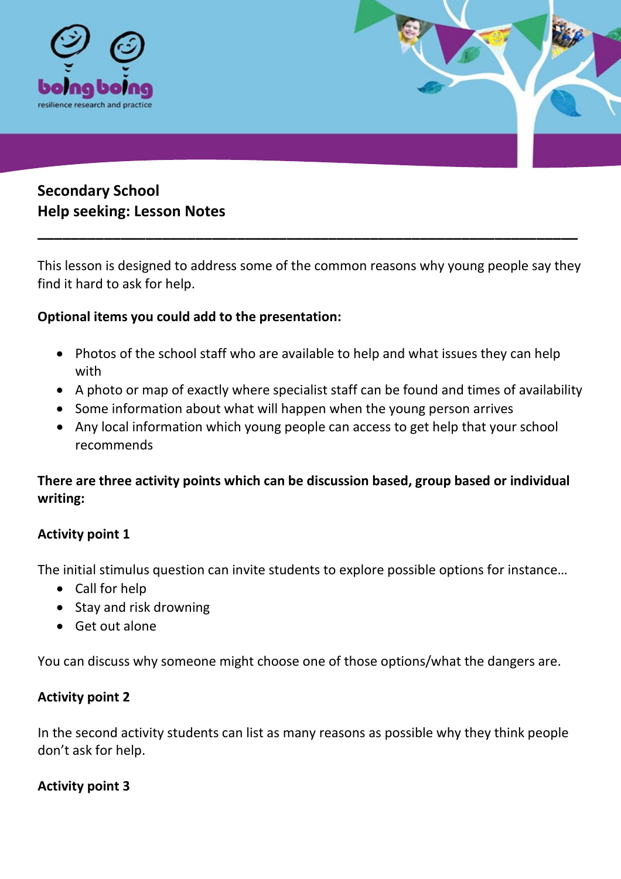boing boing
resilience research and practice

# Secondary School
# Help seeking: Lesson Notes

---

This lesson is designed to address some of the common reasons why young people say they find it hard to ask for help.

**Optional items you could add to the presentation:**

- Photos of the school staff who are available to help and what issues they can help with
- A photo or map of exactly where specialist staff can be found and times of availability
- Some information about what will happen when the young person arrives
- Any local information which young people can access to get help that your school recommends

**There are three activity points which can be discussion based, group based or individual writing:**

**Activity point 1**

The initial stimulus question can invite students to explore possible options for instance…

- Call for help
- Stay and risk drowning
- Get out alone

You can discuss why someone might choose one of those options/what the dangers are.

**Activity point 2**

In the second activity students can list as many reasons as possible why they think people don't ask for help.

**Activity point 3**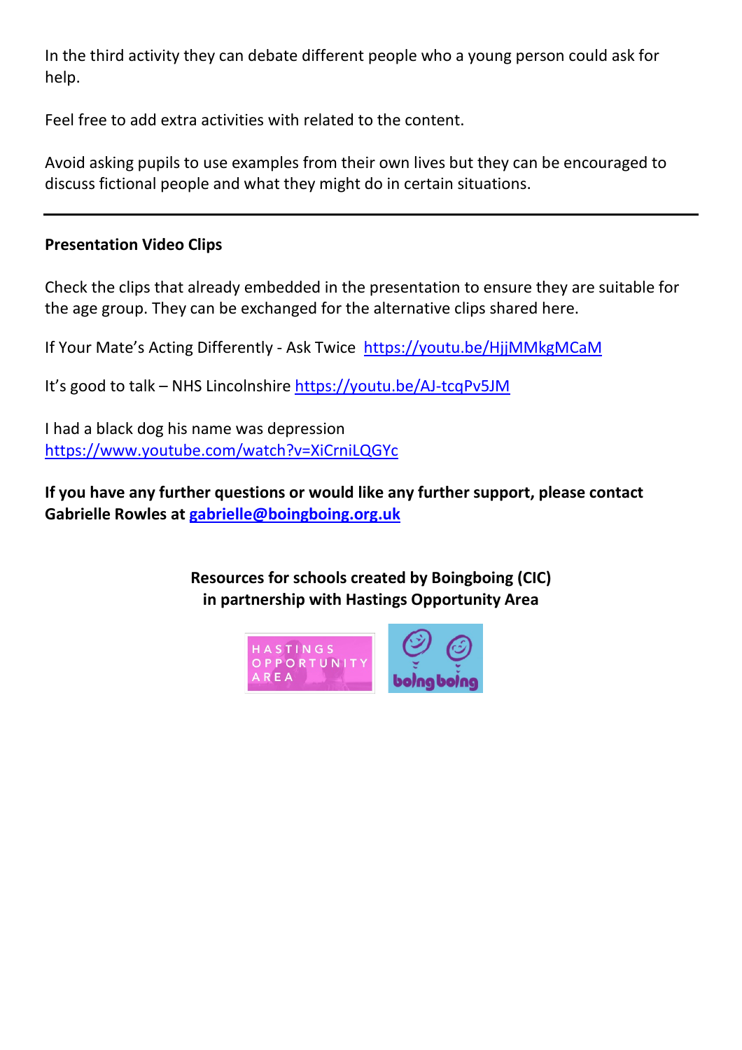In the third activity they can debate different people who a young person could ask for help.

Feel free to add extra activities with related to the content.

Avoid asking pupils to use examples from their own lives but they can be encouraged to discuss fictional people and what they might do in certain situations.

---

**Presentation Video Clips**

Check the clips that already embedded in the presentation to ensure they are suitable for the age group. They can be exchanged for the alternative clips shared here.

If Your Mate's Acting Differently - Ask Twice https://youtu.be/HjjMMkgMCaM

It's good to talk – NHS Lincolnshire https://youtu.be/AJ-tcqPv5JM

I had a black dog his name was depression
https://www.youtube.com/watch?v=XiCrniLQGYc

**If you have any further questions or would like any further support, please contact Gabrielle Rowles at gabrielle@boingboing.org.uk**

**Resources for schools created by Boingboing (CIC) in partnership with Hastings Opportunity Area**

HASTINGS OPPORTUNITY AREA

boingboing